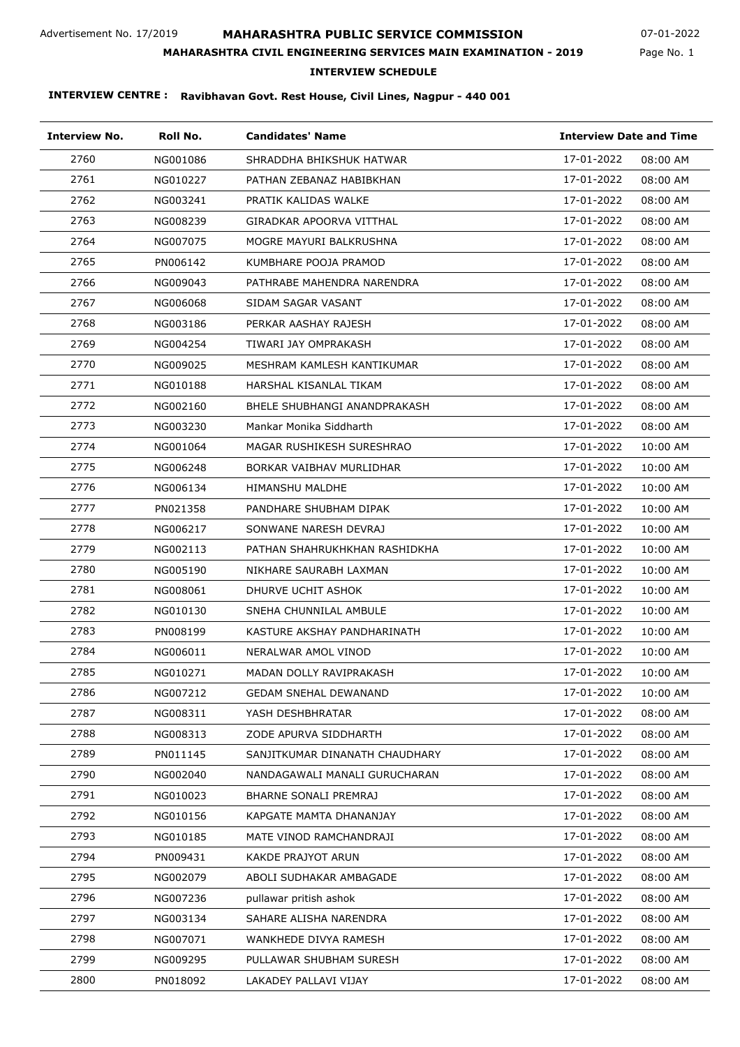Advertisement No. 17/2019

07-01-2022

# MAHARASHTRA PUBLIC SERVICE COMMISSION

## MAHARASHTRA CIVIL ENGINEERING SERVICES MAIN EXAMINATION - 2019

### INTERVIEW SCHEDULE

**INTERVIEW CENTRE : Ravibhavan Govt. Rest House, Civil Lines, Nagpur - 440 001**

| Interview No. | Roll No. | Candidates' Name | Interview Date and Time | |
|---|---|---|---|---|
| 2760 | NG001086 | SHRADDHA BHIKSHUK HATWAR | 17-01-2022 | 08:00 AM |
| 2761 | NG010227 | PATHAN ZEBANAZ HABIBKHAN | 17-01-2022 | 08:00 AM |
| 2762 | NG003241 | PRATIK KALIDAS WALKE | 17-01-2022 | 08:00 AM |
| 2763 | NG008239 | GIRADKAR APOORVA VITTHAL | 17-01-2022 | 08:00 AM |
| 2764 | NG007075 | MOGRE MAYURI BALKRUSHNA | 17-01-2022 | 08:00 AM |
| 2765 | PN006142 | KUMBHARE POOJA PRAMOD | 17-01-2022 | 08:00 AM |
| 2766 | NG009043 | PATHRABE MAHENDRA NARENDRA | 17-01-2022 | 08:00 AM |
| 2767 | NG006068 | SIDAM SAGAR VASANT | 17-01-2022 | 08:00 AM |
| 2768 | NG003186 | PERKAR AASHAY RAJESH | 17-01-2022 | 08:00 AM |
| 2769 | NG004254 | TIWARI JAY OMPRAKASH | 17-01-2022 | 08:00 AM |
| 2770 | NG009025 | MESHRAM KAMLESH KANTIKUMAR | 17-01-2022 | 08:00 AM |
| 2771 | NG010188 | HARSHAL KISANLAL TIKAM | 17-01-2022 | 08:00 AM |
| 2772 | NG002160 | BHELE SHUBHANGI ANANDPRAKASH | 17-01-2022 | 08:00 AM |
| 2773 | NG003230 | Mankar Monika Siddharth | 17-01-2022 | 08:00 AM |
| 2774 | NG001064 | MAGAR RUSHIKESH SURESHRAO | 17-01-2022 | 10:00 AM |
| 2775 | NG006248 | BORKAR VAIBHAV MURLIDHAR | 17-01-2022 | 10:00 AM |
| 2776 | NG006134 | HIMANSHU MALDHE | 17-01-2022 | 10:00 AM |
| 2777 | PN021358 | PANDHARE SHUBHAM DIPAK | 17-01-2022 | 10:00 AM |
| 2778 | NG006217 | SONWANE NARESH DEVRAJ | 17-01-2022 | 10:00 AM |
| 2779 | NG002113 | PATHAN SHAHRUKHKHAN RASHIDKHA | 17-01-2022 | 10:00 AM |
| 2780 | NG005190 | NIKHARE SAURABH LAXMAN | 17-01-2022 | 10:00 AM |
| 2781 | NG008061 | DHURVE UCHIT ASHOK | 17-01-2022 | 10:00 AM |
| 2782 | NG010130 | SNEHA CHUNNILAL AMBULE | 17-01-2022 | 10:00 AM |
| 2783 | PN008199 | KASTURE AKSHAY PANDHARINATH | 17-01-2022 | 10:00 AM |
| 2784 | NG006011 | NERALWAR AMOL VINOD | 17-01-2022 | 10:00 AM |
| 2785 | NG010271 | MADAN DOLLY RAVIPRAKASH | 17-01-2022 | 10:00 AM |
| 2786 | NG007212 | GEDAM SNEHAL DEWANAND | 17-01-2022 | 10:00 AM |
| 2787 | NG008311 | YASH DESHBHRATAR | 17-01-2022 | 08:00 AM |
| 2788 | NG008313 | ZODE APURVA SIDDHARTH | 17-01-2022 | 08:00 AM |
| 2789 | PN011145 | SANJITKUMAR DINANATH CHAUDHARY | 17-01-2022 | 08:00 AM |
| 2790 | NG002040 | NANDAGAWALI MANALI GURUCHARAN | 17-01-2022 | 08:00 AM |
| 2791 | NG010023 | BHARNE SONALI PREMRAJ | 17-01-2022 | 08:00 AM |
| 2792 | NG010156 | KAPGATE MAMTA DHANANJAY | 17-01-2022 | 08:00 AM |
| 2793 | NG010185 | MATE VINOD RAMCHANDRAJI | 17-01-2022 | 08:00 AM |
| 2794 | PN009431 | KAKDE PRAJYOT ARUN | 17-01-2022 | 08:00 AM |
| 2795 | NG002079 | ABOLI SUDHAKAR AMBAGADE | 17-01-2022 | 08:00 AM |
| 2796 | NG007236 | pullawar pritish ashok | 17-01-2022 | 08:00 AM |
| 2797 | NG003134 | SAHARE ALISHA NARENDRA | 17-01-2022 | 08:00 AM |
| 2798 | NG007071 | WANKHEDE DIVYA RAMESH | 17-01-2022 | 08:00 AM |
| 2799 | NG009295 | PULLAWAR SHUBHAM SURESH | 17-01-2022 | 08:00 AM |
| 2800 | PN018092 | LAKADEY PALLAVI VIJAY | 17-01-2022 | 08:00 AM |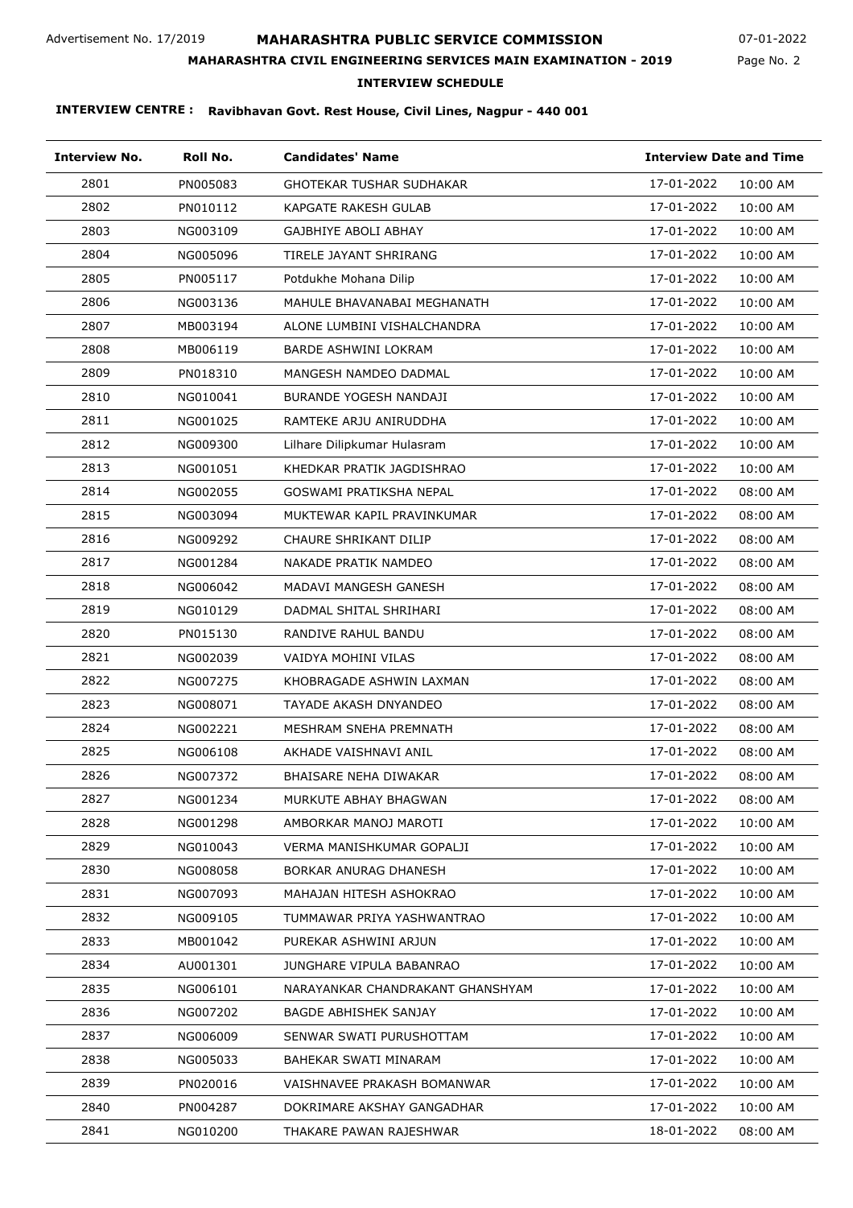Advertisement No. 17/2019

# MAHARASHTRA PUBLIC SERVICE COMMISSION

07-01-2022

## MAHARASHTRA CIVIL ENGINEERING SERVICES MAIN EXAMINATION - 2019

### INTERVIEW SCHEDULE

**INTERVIEW CENTRE : Ravibhavan Govt. Rest House, Civil Lines, Nagpur - 440 001**

| Interview No. | Roll No. | Candidates' Name | Interview Date and Time | |
|---|---|---|---|---|
| 2801 | PN005083 | GHOTEKAR TUSHAR SUDHAKAR | 17-01-2022 | 10:00 AM |
| 2802 | PN010112 | KAPGATE RAKESH GULAB | 17-01-2022 | 10:00 AM |
| 2803 | NG003109 | GAJBHIYE ABOLI ABHAY | 17-01-2022 | 10:00 AM |
| 2804 | NG005096 | TIRELE JAYANT SHRIRANG | 17-01-2022 | 10:00 AM |
| 2805 | PN005117 | Potdukhe Mohana Dilip | 17-01-2022 | 10:00 AM |
| 2806 | NG003136 | MAHULE BHAVANABAI MEGHANATH | 17-01-2022 | 10:00 AM |
| 2807 | MB003194 | ALONE LUMBINI VISHALCHANDRA | 17-01-2022 | 10:00 AM |
| 2808 | MB006119 | BARDE ASHWINI LOKRAM | 17-01-2022 | 10:00 AM |
| 2809 | PN018310 | MANGESH NAMDEO DADMAL | 17-01-2022 | 10:00 AM |
| 2810 | NG010041 | BURANDE YOGESH NANDAJI | 17-01-2022 | 10:00 AM |
| 2811 | NG001025 | RAMTEKE ARJU ANIRUDDHA | 17-01-2022 | 10:00 AM |
| 2812 | NG009300 | Lilhare Dilipkumar Hulasram | 17-01-2022 | 10:00 AM |
| 2813 | NG001051 | KHEDKAR PRATIK JAGDISHRAO | 17-01-2022 | 10:00 AM |
| 2814 | NG002055 | GOSWAMI PRATIKSHA NEPAL | 17-01-2022 | 08:00 AM |
| 2815 | NG003094 | MUKTEWAR KAPIL PRAVINKUMAR | 17-01-2022 | 08:00 AM |
| 2816 | NG009292 | CHAURE SHRIKANT DILIP | 17-01-2022 | 08:00 AM |
| 2817 | NG001284 | NAKADE PRATIK NAMDEO | 17-01-2022 | 08:00 AM |
| 2818 | NG006042 | MADAVI MANGESH GANESH | 17-01-2022 | 08:00 AM |
| 2819 | NG010129 | DADMAL SHITAL SHRIHARI | 17-01-2022 | 08:00 AM |
| 2820 | PN015130 | RANDIVE RAHUL BANDU | 17-01-2022 | 08:00 AM |
| 2821 | NG002039 | VAIDYA MOHINI VILAS | 17-01-2022 | 08:00 AM |
| 2822 | NG007275 | KHOBRAGADE ASHWIN LAXMAN | 17-01-2022 | 08:00 AM |
| 2823 | NG008071 | TAYADE AKASH DNYANDEO | 17-01-2022 | 08:00 AM |
| 2824 | NG002221 | MESHRAM SNEHA PREMNATH | 17-01-2022 | 08:00 AM |
| 2825 | NG006108 | AKHADE VAISHNAVI ANIL | 17-01-2022 | 08:00 AM |
| 2826 | NG007372 | BHAISARE NEHA DIWAKAR | 17-01-2022 | 08:00 AM |
| 2827 | NG001234 | MURKUTE ABHAY BHAGWAN | 17-01-2022 | 08:00 AM |
| 2828 | NG001298 | AMBORKAR MANOJ MAROTI | 17-01-2022 | 10:00 AM |
| 2829 | NG010043 | VERMA MANISHKUMAR GOPALJI | 17-01-2022 | 10:00 AM |
| 2830 | NG008058 | BORKAR ANURAG DHANESH | 17-01-2022 | 10:00 AM |
| 2831 | NG007093 | MAHAJAN HITESH ASHOKRAO | 17-01-2022 | 10:00 AM |
| 2832 | NG009105 | TUMMAWAR PRIYA YASHWANTRAO | 17-01-2022 | 10:00 AM |
| 2833 | MB001042 | PUREKAR ASHWINI ARJUN | 17-01-2022 | 10:00 AM |
| 2834 | AU001301 | JUNGHARE VIPULA BABANRAO | 17-01-2022 | 10:00 AM |
| 2835 | NG006101 | NARAYANKAR CHANDRAKANT GHANSHYAM | 17-01-2022 | 10:00 AM |
| 2836 | NG007202 | BAGDE ABHISHEK SANJAY | 17-01-2022 | 10:00 AM |
| 2837 | NG006009 | SENWAR SWATI PURUSHOTTAM | 17-01-2022 | 10:00 AM |
| 2838 | NG005033 | BAHEKAR SWATI MINARAM | 17-01-2022 | 10:00 AM |
| 2839 | PN020016 | VAISHNAVEE PRAKASH BOMANWAR | 17-01-2022 | 10:00 AM |
| 2840 | PN004287 | DOKRIMARE AKSHAY GANGADHAR | 17-01-2022 | 10:00 AM |
| 2841 | NG010200 | THAKARE PAWAN RAJESHWAR | 18-01-2022 | 08:00 AM |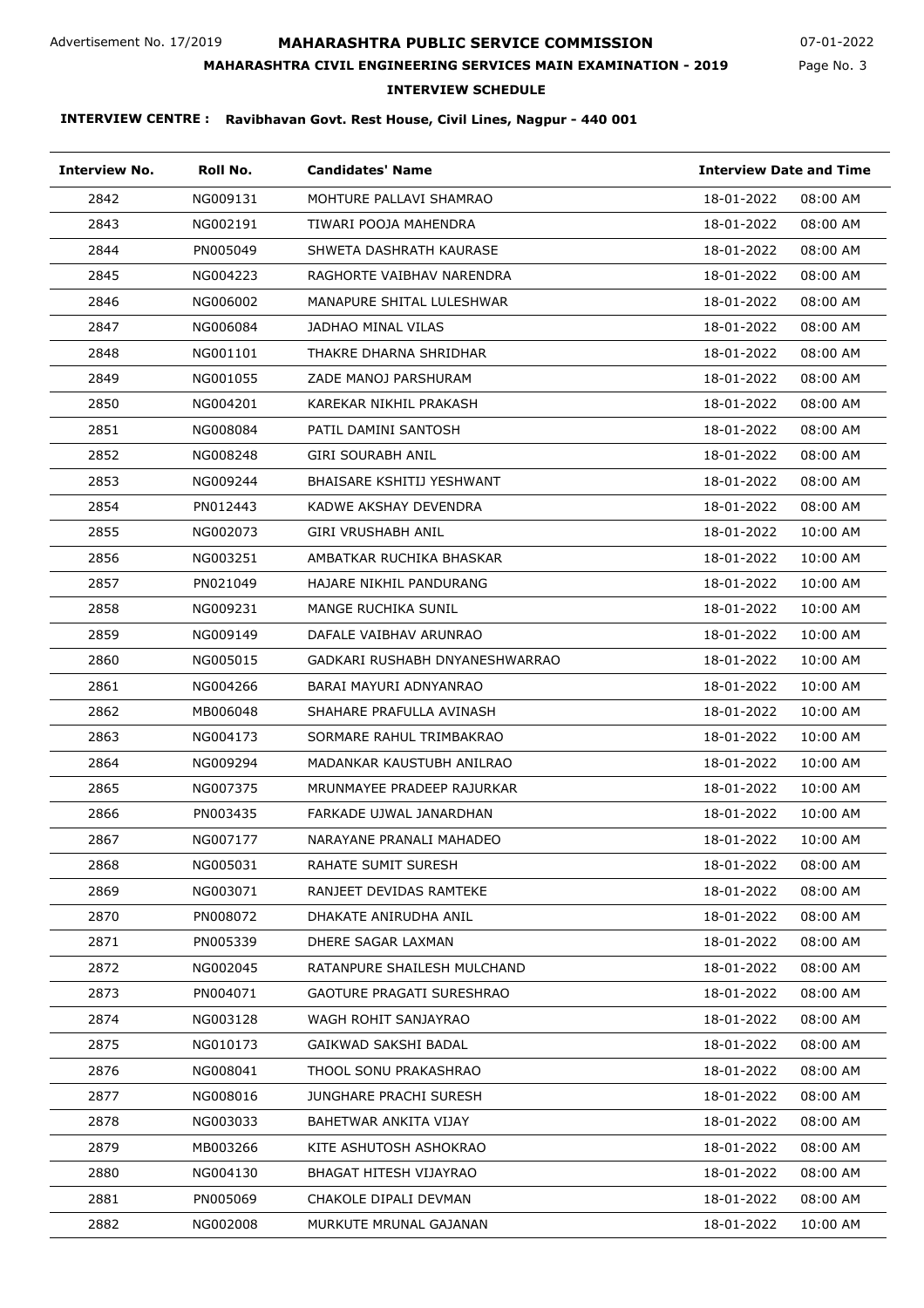**INTERVIEW CENTRE : Ravibhavan Govt. Rest House, Civil Lines, Nagpur - 440 001**

| Interview No. | Roll No. | Candidates' Name | Interview Date and Time | |
|---|---|---|---|---|
| 2842 | NG009131 | MOHTURE PALLAVI SHAMRAO | 18-01-2022 | 08:00 AM |
| 2843 | NG002191 | TIWARI POOJA MAHENDRA | 18-01-2022 | 08:00 AM |
| 2844 | PN005049 | SHWETA DASHRATH KAURASE | 18-01-2022 | 08:00 AM |
| 2845 | NG004223 | RAGHORTE VAIBHAV NARENDRA | 18-01-2022 | 08:00 AM |
| 2846 | NG006002 | MANAPURE SHITAL LULESHWAR | 18-01-2022 | 08:00 AM |
| 2847 | NG006084 | JADHAO MINAL VILAS | 18-01-2022 | 08:00 AM |
| 2848 | NG001101 | THAKRE DHARNA SHRIDHAR | 18-01-2022 | 08:00 AM |
| 2849 | NG001055 | ZADE MANOJ PARSHURAM | 18-01-2022 | 08:00 AM |
| 2850 | NG004201 | KAREKAR NIKHIL PRAKASH | 18-01-2022 | 08:00 AM |
| 2851 | NG008084 | PATIL DAMINI SANTOSH | 18-01-2022 | 08:00 AM |
| 2852 | NG008248 | GIRI SOURABH ANIL | 18-01-2022 | 08:00 AM |
| 2853 | NG009244 | BHAISARE KSHITIJ YESHWANT | 18-01-2022 | 08:00 AM |
| 2854 | PN012443 | KADWE AKSHAY DEVENDRA | 18-01-2022 | 08:00 AM |
| 2855 | NG002073 | GIRI VRUSHABH ANIL | 18-01-2022 | 10:00 AM |
| 2856 | NG003251 | AMBATKAR RUCHIKA BHASKAR | 18-01-2022 | 10:00 AM |
| 2857 | PN021049 | HAJARE NIKHIL PANDURANG | 18-01-2022 | 10:00 AM |
| 2858 | NG009231 | MANGE RUCHIKA SUNIL | 18-01-2022 | 10:00 AM |
| 2859 | NG009149 | DAFALE VAIBHAV ARUNRAO | 18-01-2022 | 10:00 AM |
| 2860 | NG005015 | GADKARI RUSHABH DNYANESHWARRAO | 18-01-2022 | 10:00 AM |
| 2861 | NG004266 | BARAI MAYURI ADNYANRAO | 18-01-2022 | 10:00 AM |
| 2862 | MB006048 | SHAHARE PRAFULLA AVINASH | 18-01-2022 | 10:00 AM |
| 2863 | NG004173 | SORMARE RAHUL TRIMBAKRAO | 18-01-2022 | 10:00 AM |
| 2864 | NG009294 | MADANKAR KAUSTUBH ANILRAO | 18-01-2022 | 10:00 AM |
| 2865 | NG007375 | MRUNMAYEE PRADEEP RAJURKAR | 18-01-2022 | 10:00 AM |
| 2866 | PN003435 | FARKADE UJWAL JANARDHAN | 18-01-2022 | 10:00 AM |
| 2867 | NG007177 | NARAYANE PRANALI MAHADEO | 18-01-2022 | 10:00 AM |
| 2868 | NG005031 | RAHATE SUMIT SURESH | 18-01-2022 | 08:00 AM |
| 2869 | NG003071 | RANJEET DEVIDAS RAMTEKE | 18-01-2022 | 08:00 AM |
| 2870 | PN008072 | DHAKATE ANIRUDHA ANIL | 18-01-2022 | 08:00 AM |
| 2871 | PN005339 | DHERE SAGAR LAXMAN | 18-01-2022 | 08:00 AM |
| 2872 | NG002045 | RATANPURE SHAILESH MULCHAND | 18-01-2022 | 08:00 AM |
| 2873 | PN004071 | GAOTURE PRAGATI SURESHRAO | 18-01-2022 | 08:00 AM |
| 2874 | NG003128 | WAGH ROHIT SANJAYRAO | 18-01-2022 | 08:00 AM |
| 2875 | NG010173 | GAIKWAD SAKSHI BADAL | 18-01-2022 | 08:00 AM |
| 2876 | NG008041 | THOOL SONU PRAKASHRAO | 18-01-2022 | 08:00 AM |
| 2877 | NG008016 | JUNGHARE PRACHI SURESH | 18-01-2022 | 08:00 AM |
| 2878 | NG003033 | BAHETWAR ANKITA VIJAY | 18-01-2022 | 08:00 AM |
| 2879 | MB003266 | KITE ASHUTOSH ASHOKRAO | 18-01-2022 | 08:00 AM |
| 2880 | NG004130 | BHAGAT HITESH VIJAYRAO | 18-01-2022 | 08:00 AM |
| 2881 | PN005069 | CHAKOLE DIPALI DEVMAN | 18-01-2022 | 08:00 AM |
| 2882 | NG002008 | MURKUTE MRUNAL GAJANAN | 18-01-2022 | 10:00 AM |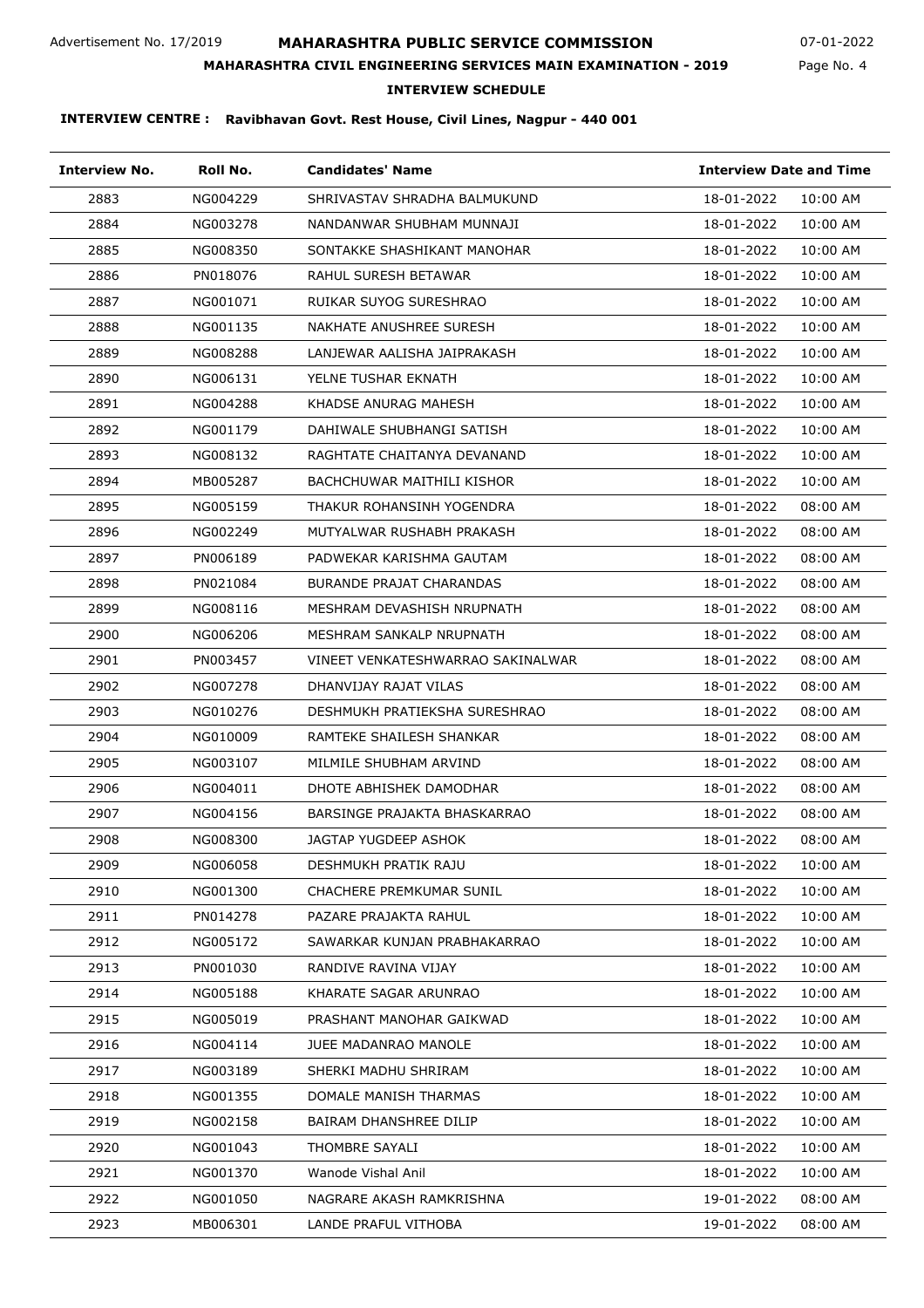Advertisement No. 17/2019

# MAHARASHTRA PUBLIC SERVICE COMMISSION

07-01-2022

## MAHARASHTRA CIVIL ENGINEERING SERVICES MAIN EXAMINATION - 2019

### INTERVIEW SCHEDULE

**INTERVIEW CENTRE : Ravibhavan Govt. Rest House, Civil Lines, Nagpur - 440 001**

| Interview No. | Roll No. | Candidates' Name | Interview Date and Time | |
|---|---|---|---|---|
| 2883 | NG004229 | SHRIVASTAV SHRADHA BALMUKUND | 18-01-2022 | 10:00 AM |
| 2884 | NG003278 | NANDANWAR SHUBHAM MUNNAJI | 18-01-2022 | 10:00 AM |
| 2885 | NG008350 | SONTAKKE SHASHIKANT MANOHAR | 18-01-2022 | 10:00 AM |
| 2886 | PN018076 | RAHUL SURESH BETAWAR | 18-01-2022 | 10:00 AM |
| 2887 | NG001071 | RUIKAR SUYOG SURESHRAO | 18-01-2022 | 10:00 AM |
| 2888 | NG001135 | NAKHATE ANUSHREE SURESH | 18-01-2022 | 10:00 AM |
| 2889 | NG008288 | LANJEWAR AALISHA JAIPRAKASH | 18-01-2022 | 10:00 AM |
| 2890 | NG006131 | YELNE TUSHAR EKNATH | 18-01-2022 | 10:00 AM |
| 2891 | NG004288 | KHADSE ANURAG MAHESH | 18-01-2022 | 10:00 AM |
| 2892 | NG001179 | DAHIWALE SHUBHANGI SATISH | 18-01-2022 | 10:00 AM |
| 2893 | NG008132 | RAGHTATE CHAITANYA DEVANAND | 18-01-2022 | 10:00 AM |
| 2894 | MB005287 | BACHCHUWAR MAITHILI KISHOR | 18-01-2022 | 10:00 AM |
| 2895 | NG005159 | THAKUR ROHANSINH YOGENDRA | 18-01-2022 | 08:00 AM |
| 2896 | NG002249 | MUTYALWAR RUSHABH PRAKASH | 18-01-2022 | 08:00 AM |
| 2897 | PN006189 | PADWEKAR KARISHMA GAUTAM | 18-01-2022 | 08:00 AM |
| 2898 | PN021084 | BURANDE PRAJAT CHARANDAS | 18-01-2022 | 08:00 AM |
| 2899 | NG008116 | MESHRAM DEVASHISH NRUPNATH | 18-01-2022 | 08:00 AM |
| 2900 | NG006206 | MESHRAM SANKALP NRUPNATH | 18-01-2022 | 08:00 AM |
| 2901 | PN003457 | VINEET VENKATESHWARRAO SAKINALWAR | 18-01-2022 | 08:00 AM |
| 2902 | NG007278 | DHANVIJAY RAJAT VILAS | 18-01-2022 | 08:00 AM |
| 2903 | NG010276 | DESHMUKH PRATIEKSHA SURESHRAO | 18-01-2022 | 08:00 AM |
| 2904 | NG010009 | RAMTEKE SHAILESH SHANKAR | 18-01-2022 | 08:00 AM |
| 2905 | NG003107 | MILMILE SHUBHAM ARVIND | 18-01-2022 | 08:00 AM |
| 2906 | NG004011 | DHOTE ABHISHEK DAMODHAR | 18-01-2022 | 08:00 AM |
| 2907 | NG004156 | BARSINGE PRAJAKTA BHASKARRAO | 18-01-2022 | 08:00 AM |
| 2908 | NG008300 | JAGTAP YUGDEEP ASHOK | 18-01-2022 | 08:00 AM |
| 2909 | NG006058 | DESHMUKH PRATIK RAJU | 18-01-2022 | 10:00 AM |
| 2910 | NG001300 | CHACHERE PREMKUMAR SUNIL | 18-01-2022 | 10:00 AM |
| 2911 | PN014278 | PAZARE PRAJAKTA RAHUL | 18-01-2022 | 10:00 AM |
| 2912 | NG005172 | SAWARKAR KUNJAN PRABHAKARRAO | 18-01-2022 | 10:00 AM |
| 2913 | PN001030 | RANDIVE RAVINA VIJAY | 18-01-2022 | 10:00 AM |
| 2914 | NG005188 | KHARATE SAGAR ARUNRAO | 18-01-2022 | 10:00 AM |
| 2915 | NG005019 | PRASHANT MANOHAR GAIKWAD | 18-01-2022 | 10:00 AM |
| 2916 | NG004114 | JUEE MADANRAO MANOLE | 18-01-2022 | 10:00 AM |
| 2917 | NG003189 | SHERKI MADHU SHRIRAM | 18-01-2022 | 10:00 AM |
| 2918 | NG001355 | DOMALE MANISH THARMAS | 18-01-2022 | 10:00 AM |
| 2919 | NG002158 | BAIRAM DHANSHREE DILIP | 18-01-2022 | 10:00 AM |
| 2920 | NG001043 | THOMBRE SAYALI | 18-01-2022 | 10:00 AM |
| 2921 | NG001370 | Wanode Vishal Anil | 18-01-2022 | 10:00 AM |
| 2922 | NG001050 | NAGRARE AKASH RAMKRISHNA | 19-01-2022 | 08:00 AM |
| 2923 | MB006301 | LANDE PRAFUL VITHOBA | 19-01-2022 | 08:00 AM |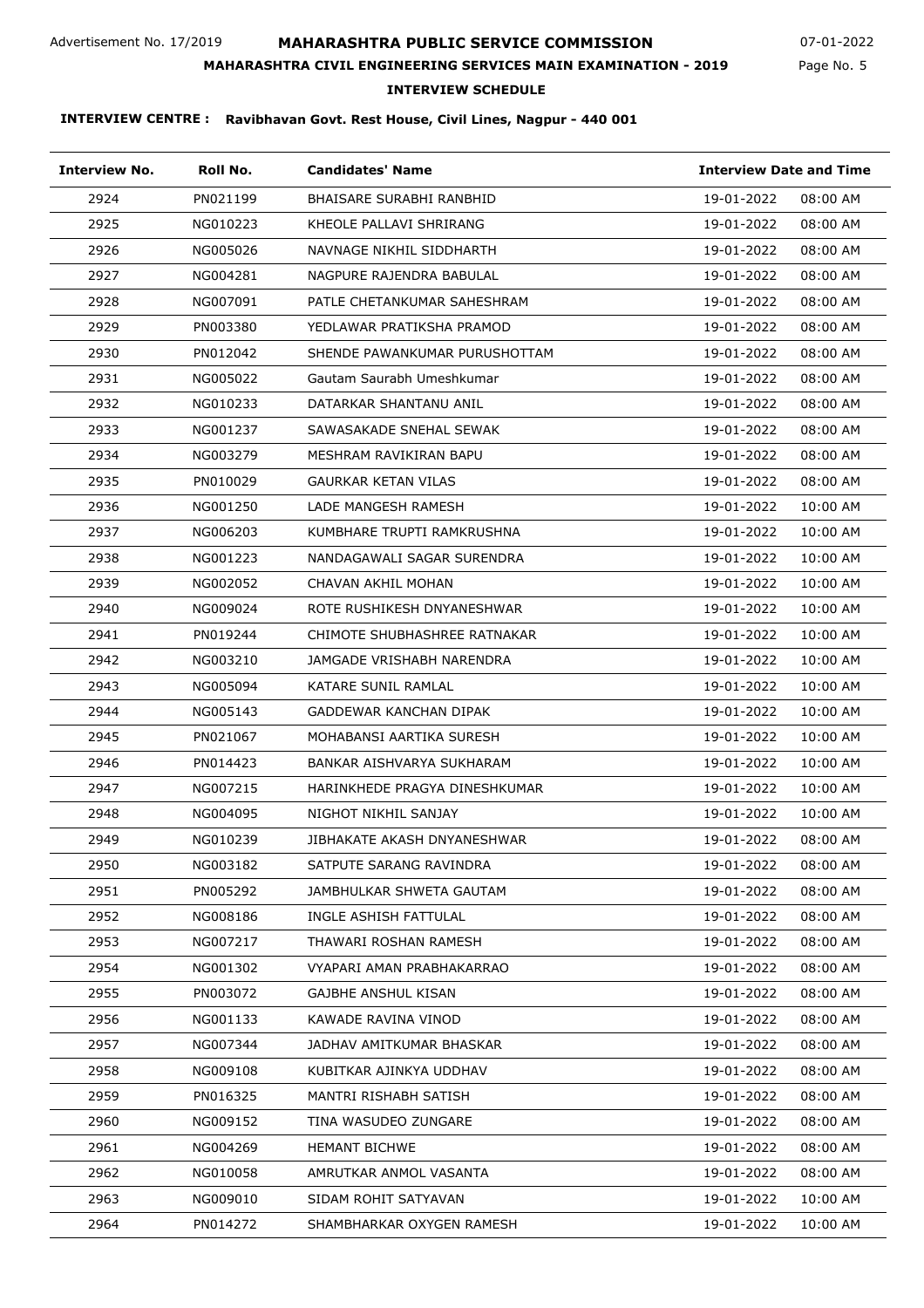Advertisement No. 17/2019

# MAHARASHTRA PUBLIC SERVICE COMMISSION

07-01-2022

## MAHARASHTRA CIVIL ENGINEERING SERVICES MAIN EXAMINATION - 2019

### INTERVIEW SCHEDULE

**INTERVIEW CENTRE : Ravibhavan Govt. Rest House, Civil Lines, Nagpur - 440 001**

| Interview No. | Roll No. | Candidates' Name | Interview Date and Time | |
|---|---|---|---|---|
| 2924 | PN021199 | BHAISARE SURABHI RANBHID | 19-01-2022 | 08:00 AM |
| 2925 | NG010223 | KHEOLE PALLAVI SHRIRANG | 19-01-2022 | 08:00 AM |
| 2926 | NG005026 | NAVNAGE NIKHIL SIDDHARTH | 19-01-2022 | 08:00 AM |
| 2927 | NG004281 | NAGPURE RAJENDRA BABULAL | 19-01-2022 | 08:00 AM |
| 2928 | NG007091 | PATLE CHETANKUMAR SAHESHRAM | 19-01-2022 | 08:00 AM |
| 2929 | PN003380 | YEDLAWAR PRATIKSHA PRAMOD | 19-01-2022 | 08:00 AM |
| 2930 | PN012042 | SHENDE PAWANKUMAR PURUSHOTTAM | 19-01-2022 | 08:00 AM |
| 2931 | NG005022 | Gautam Saurabh Umeshkumar | 19-01-2022 | 08:00 AM |
| 2932 | NG010233 | DATARKAR SHANTANU ANIL | 19-01-2022 | 08:00 AM |
| 2933 | NG001237 | SAWASAKADE SNEHAL SEWAK | 19-01-2022 | 08:00 AM |
| 2934 | NG003279 | MESHRAM RAVIKIRAN BAPU | 19-01-2022 | 08:00 AM |
| 2935 | PN010029 | GAURKAR KETAN VILAS | 19-01-2022 | 08:00 AM |
| 2936 | NG001250 | LADE MANGESH RAMESH | 19-01-2022 | 10:00 AM |
| 2937 | NG006203 | KUMBHARE TRUPTI RAMKRUSHNA | 19-01-2022 | 10:00 AM |
| 2938 | NG001223 | NANDAGAWALI SAGAR SURENDRA | 19-01-2022 | 10:00 AM |
| 2939 | NG002052 | CHAVAN AKHIL MOHAN | 19-01-2022 | 10:00 AM |
| 2940 | NG009024 | ROTE RUSHIKESH DNYANESHWAR | 19-01-2022 | 10:00 AM |
| 2941 | PN019244 | CHIMOTE SHUBHASHREE RATNAKAR | 19-01-2022 | 10:00 AM |
| 2942 | NG003210 | JAMGADE VRISHABH NARENDRA | 19-01-2022 | 10:00 AM |
| 2943 | NG005094 | KATARE SUNIL RAMLAL | 19-01-2022 | 10:00 AM |
| 2944 | NG005143 | GADDEWAR KANCHAN DIPAK | 19-01-2022 | 10:00 AM |
| 2945 | PN021067 | MOHABANSI AARTIKA SURESH | 19-01-2022 | 10:00 AM |
| 2946 | PN014423 | BANKAR AISHVARYA SUKHARAM | 19-01-2022 | 10:00 AM |
| 2947 | NG007215 | HARINKHEDE PRAGYA DINESHKUMAR | 19-01-2022 | 10:00 AM |
| 2948 | NG004095 | NIGHOT NIKHIL SANJAY | 19-01-2022 | 10:00 AM |
| 2949 | NG010239 | JIBHAKATE AKASH DNYANESHWAR | 19-01-2022 | 08:00 AM |
| 2950 | NG003182 | SATPUTE SARANG RAVINDRA | 19-01-2022 | 08:00 AM |
| 2951 | PN005292 | JAMBHULKAR SHWETA GAUTAM | 19-01-2022 | 08:00 AM |
| 2952 | NG008186 | INGLE ASHISH FATTULAL | 19-01-2022 | 08:00 AM |
| 2953 | NG007217 | THAWARI ROSHAN RAMESH | 19-01-2022 | 08:00 AM |
| 2954 | NG001302 | VYAPARI AMAN PRABHAKARRAO | 19-01-2022 | 08:00 AM |
| 2955 | PN003072 | GAJBHE ANSHUL KISAN | 19-01-2022 | 08:00 AM |
| 2956 | NG001133 | KAWADE RAVINA VINOD | 19-01-2022 | 08:00 AM |
| 2957 | NG007344 | JADHAV AMITKUMAR BHASKAR | 19-01-2022 | 08:00 AM |
| 2958 | NG009108 | KUBITKAR AJINKYA UDDHAV | 19-01-2022 | 08:00 AM |
| 2959 | PN016325 | MANTRI RISHABH SATISH | 19-01-2022 | 08:00 AM |
| 2960 | NG009152 | TINA WASUDEO ZUNGARE | 19-01-2022 | 08:00 AM |
| 2961 | NG004269 | HEMANT BICHWE | 19-01-2022 | 08:00 AM |
| 2962 | NG010058 | AMRUTKAR ANMOL VASANTA | 19-01-2022 | 08:00 AM |
| 2963 | NG009010 | SIDAM ROHIT SATYAVAN | 19-01-2022 | 10:00 AM |
| 2964 | PN014272 | SHAMBHARKAR OXYGEN RAMESH | 19-01-2022 | 10:00 AM |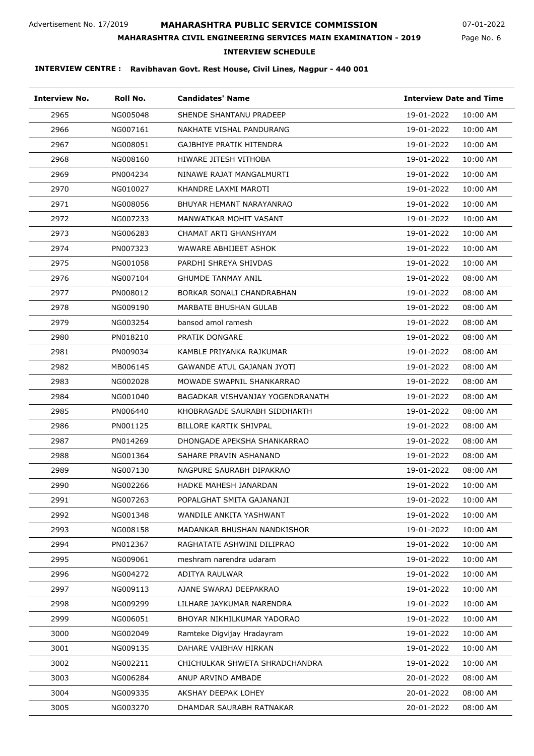Advertisement No. 17/2019

# MAHARASHTRA PUBLIC SERVICE COMMISSION

07-01-2022

## MAHARASHTRA CIVIL ENGINEERING SERVICES MAIN EXAMINATION - 2019

### INTERVIEW SCHEDULE

**INTERVIEW CENTRE : Ravibhavan Govt. Rest House, Civil Lines, Nagpur - 440 001**

| Interview No. | Roll No. | Candidates' Name | Interview Date and Time | |
|---|---|---|---|---|
| 2965 | NG005048 | SHENDE SHANTANU PRADEEP | 19-01-2022 | 10:00 AM |
| 2966 | NG007161 | NAKHATE VISHAL PANDURANG | 19-01-2022 | 10:00 AM |
| 2967 | NG008051 | GAJBHIYE PRATIK HITENDRA | 19-01-2022 | 10:00 AM |
| 2968 | NG008160 | HIWARE JITESH VITHOBA | 19-01-2022 | 10:00 AM |
| 2969 | PN004234 | NINAWE RAJAT MANGALMURTI | 19-01-2022 | 10:00 AM |
| 2970 | NG010027 | KHANDRE LAXMI MAROTI | 19-01-2022 | 10:00 AM |
| 2971 | NG008056 | BHUYAR HEMANT NARAYANRAO | 19-01-2022 | 10:00 AM |
| 2972 | NG007233 | MANWATKAR MOHIT VASANT | 19-01-2022 | 10:00 AM |
| 2973 | NG006283 | CHAMAT ARTI GHANSHYAM | 19-01-2022 | 10:00 AM |
| 2974 | PN007323 | WAWARE ABHIJEET ASHOK | 19-01-2022 | 10:00 AM |
| 2975 | NG001058 | PARDHI SHREYA SHIVDAS | 19-01-2022 | 10:00 AM |
| 2976 | NG007104 | GHUMDE TANMAY ANIL | 19-01-2022 | 08:00 AM |
| 2977 | PN008012 | BORKAR SONALI CHANDRABHAN | 19-01-2022 | 08:00 AM |
| 2978 | NG009190 | MARBATE BHUSHAN GULAB | 19-01-2022 | 08:00 AM |
| 2979 | NG003254 | bansod amol ramesh | 19-01-2022 | 08:00 AM |
| 2980 | PN018210 | PRATIK DONGARE | 19-01-2022 | 08:00 AM |
| 2981 | PN009034 | KAMBLE PRIYANKA RAJKUMAR | 19-01-2022 | 08:00 AM |
| 2982 | MB006145 | GAWANDE ATUL GAJANAN JYOTI | 19-01-2022 | 08:00 AM |
| 2983 | NG002028 | MOWADE SWAPNIL SHANKARRAO | 19-01-2022 | 08:00 AM |
| 2984 | NG001040 | BAGADKAR VISHVANJAY YOGENDRANATH | 19-01-2022 | 08:00 AM |
| 2985 | PN006440 | KHOBRAGADE SAURABH SIDDHARTH | 19-01-2022 | 08:00 AM |
| 2986 | PN001125 | BILLORE KARTIK SHIVPAL | 19-01-2022 | 08:00 AM |
| 2987 | PN014269 | DHONGADE APEKSHA SHANKARRAO | 19-01-2022 | 08:00 AM |
| 2988 | NG001364 | SAHARE PRAVIN ASHANAND | 19-01-2022 | 08:00 AM |
| 2989 | NG007130 | NAGPURE SAURABH DIPAKRAO | 19-01-2022 | 08:00 AM |
| 2990 | NG002266 | HADKE MAHESH JANARDAN | 19-01-2022 | 10:00 AM |
| 2991 | NG007263 | POPALGHAT SMITA GAJANANJI | 19-01-2022 | 10:00 AM |
| 2992 | NG001348 | WANDILE ANKITA YASHWANT | 19-01-2022 | 10:00 AM |
| 2993 | NG008158 | MADANKAR BHUSHAN NANDKISHOR | 19-01-2022 | 10:00 AM |
| 2994 | PN012367 | RAGHATATE ASHWINI DILIPRAO | 19-01-2022 | 10:00 AM |
| 2995 | NG009061 | meshram narendra udaram | 19-01-2022 | 10:00 AM |
| 2996 | NG004272 | ADITYA RAULWAR | 19-01-2022 | 10:00 AM |
| 2997 | NG009113 | AJANE SWARAJ DEEPAKRAO | 19-01-2022 | 10:00 AM |
| 2998 | NG009299 | LILHARE JAYKUMAR NARENDRA | 19-01-2022 | 10:00 AM |
| 2999 | NG006051 | BHOYAR NIKHILKUMAR YADORAO | 19-01-2022 | 10:00 AM |
| 3000 | NG002049 | Ramteke Digvijay Hradayram | 19-01-2022 | 10:00 AM |
| 3001 | NG009135 | DAHARE VAIBHAV HIRKAN | 19-01-2022 | 10:00 AM |
| 3002 | NG002211 | CHICHULKAR SHWETA SHRADCHANDRA | 19-01-2022 | 10:00 AM |
| 3003 | NG006284 | ANUP ARVIND AMBADE | 20-01-2022 | 08:00 AM |
| 3004 | NG009335 | AKSHAY DEEPAK LOHEY | 20-01-2022 | 08:00 AM |
| 3005 | NG003270 | DHAMDAR SAURABH RATNAKAR | 20-01-2022 | 08:00 AM |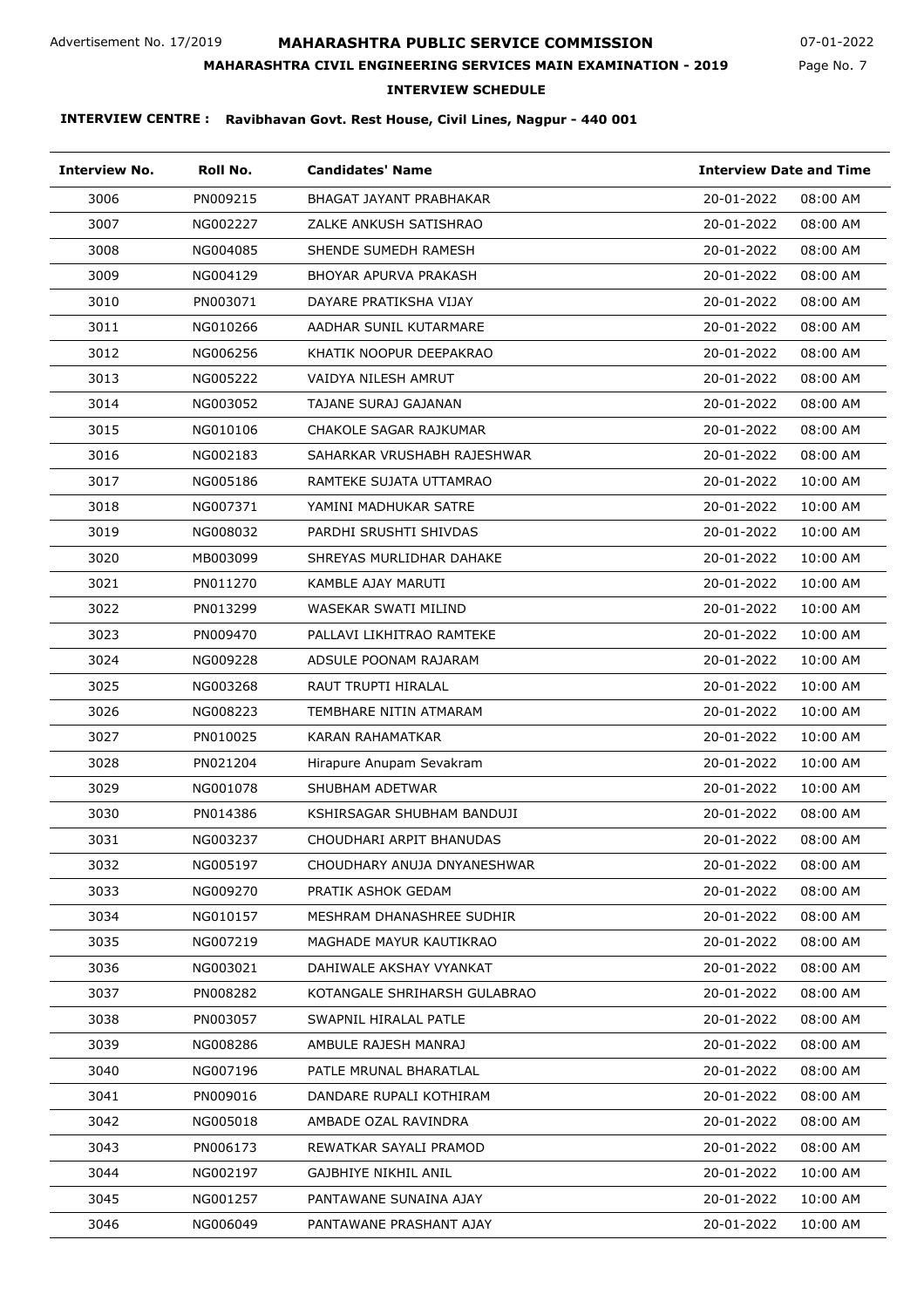Advertisement No. 17/2019

# MAHARASHTRA PUBLIC SERVICE COMMISSION

07-01-2022

## MAHARASHTRA CIVIL ENGINEERING SERVICES MAIN EXAMINATION - 2019

### INTERVIEW SCHEDULE

**INTERVIEW CENTRE : Ravibhavan Govt. Rest House, Civil Lines, Nagpur - 440 001**

| Interview No. | Roll No. | Candidates' Name | Interview Date and Time | |
|---|---|---|---|---|
| 3006 | PN009215 | BHAGAT JAYANT PRABHAKAR | 20-01-2022 | 08:00 AM |
| 3007 | NG002227 | ZALKE ANKUSH SATISHRAO | 20-01-2022 | 08:00 AM |
| 3008 | NG004085 | SHENDE SUMEDH RAMESH | 20-01-2022 | 08:00 AM |
| 3009 | NG004129 | BHOYAR APURVA PRAKASH | 20-01-2022 | 08:00 AM |
| 3010 | PN003071 | DAYARE PRATIKSHA VIJAY | 20-01-2022 | 08:00 AM |
| 3011 | NG010266 | AADHAR SUNIL KUTARMARE | 20-01-2022 | 08:00 AM |
| 3012 | NG006256 | KHATIK NOOPUR DEEPAKRAO | 20-01-2022 | 08:00 AM |
| 3013 | NG005222 | VAIDYA NILESH AMRUT | 20-01-2022 | 08:00 AM |
| 3014 | NG003052 | TAJANE SURAJ GAJANAN | 20-01-2022 | 08:00 AM |
| 3015 | NG010106 | CHAKOLE SAGAR RAJKUMAR | 20-01-2022 | 08:00 AM |
| 3016 | NG002183 | SAHARKAR VRUSHABH RAJESHWAR | 20-01-2022 | 08:00 AM |
| 3017 | NG005186 | RAMTEKE SUJATA UTTAMRAO | 20-01-2022 | 10:00 AM |
| 3018 | NG007371 | YAMINI MADHUKAR SATRE | 20-01-2022 | 10:00 AM |
| 3019 | NG008032 | PARDHI SRUSHTI SHIVDAS | 20-01-2022 | 10:00 AM |
| 3020 | MB003099 | SHREYAS MURLIDHAR DAHAKE | 20-01-2022 | 10:00 AM |
| 3021 | PN011270 | KAMBLE AJAY MARUTI | 20-01-2022 | 10:00 AM |
| 3022 | PN013299 | WASEKAR SWATI MILIND | 20-01-2022 | 10:00 AM |
| 3023 | PN009470 | PALLAVI LIKHITRAO RAMTEKE | 20-01-2022 | 10:00 AM |
| 3024 | NG009228 | ADSULE POONAM RAJARAM | 20-01-2022 | 10:00 AM |
| 3025 | NG003268 | RAUT TRUPTI HIRALAL | 20-01-2022 | 10:00 AM |
| 3026 | NG008223 | TEMBHARE NITIN ATMARAM | 20-01-2022 | 10:00 AM |
| 3027 | PN010025 | KARAN RAHAMATKAR | 20-01-2022 | 10:00 AM |
| 3028 | PN021204 | Hirapure Anupam Sevakram | 20-01-2022 | 10:00 AM |
| 3029 | NG001078 | SHUBHAM ADETWAR | 20-01-2022 | 10:00 AM |
| 3030 | PN014386 | KSHIRSAGAR SHUBHAM BANDUJI | 20-01-2022 | 08:00 AM |
| 3031 | NG003237 | CHOUDHARI ARPIT BHANUDAS | 20-01-2022 | 08:00 AM |
| 3032 | NG005197 | CHOUDHARY ANUJA DNYANESHWAR | 20-01-2022 | 08:00 AM |
| 3033 | NG009270 | PRATIK ASHOK GEDAM | 20-01-2022 | 08:00 AM |
| 3034 | NG010157 | MESHRAM DHANASHREE SUDHIR | 20-01-2022 | 08:00 AM |
| 3035 | NG007219 | MAGHADE MAYUR KAUTIKRAO | 20-01-2022 | 08:00 AM |
| 3036 | NG003021 | DAHIWALE AKSHAY VYANKAT | 20-01-2022 | 08:00 AM |
| 3037 | PN008282 | KOTANGALE SHRIHARSH GULABRAO | 20-01-2022 | 08:00 AM |
| 3038 | PN003057 | SWAPNIL HIRALAL PATLE | 20-01-2022 | 08:00 AM |
| 3039 | NG008286 | AMBULE RAJESH MANRAJ | 20-01-2022 | 08:00 AM |
| 3040 | NG007196 | PATLE MRUNAL BHARATLAL | 20-01-2022 | 08:00 AM |
| 3041 | PN009016 | DANDARE RUPALI KOTHIRAM | 20-01-2022 | 08:00 AM |
| 3042 | NG005018 | AMBADE OZAL RAVINDRA | 20-01-2022 | 08:00 AM |
| 3043 | PN006173 | REWATKAR SAYALI PRAMOD | 20-01-2022 | 08:00 AM |
| 3044 | NG002197 | GAJBHIYE NIKHIL ANIL | 20-01-2022 | 10:00 AM |
| 3045 | NG001257 | PANTAWANE SUNAINA AJAY | 20-01-2022 | 10:00 AM |
| 3046 | NG006049 | PANTAWANE PRASHANT AJAY | 20-01-2022 | 10:00 AM |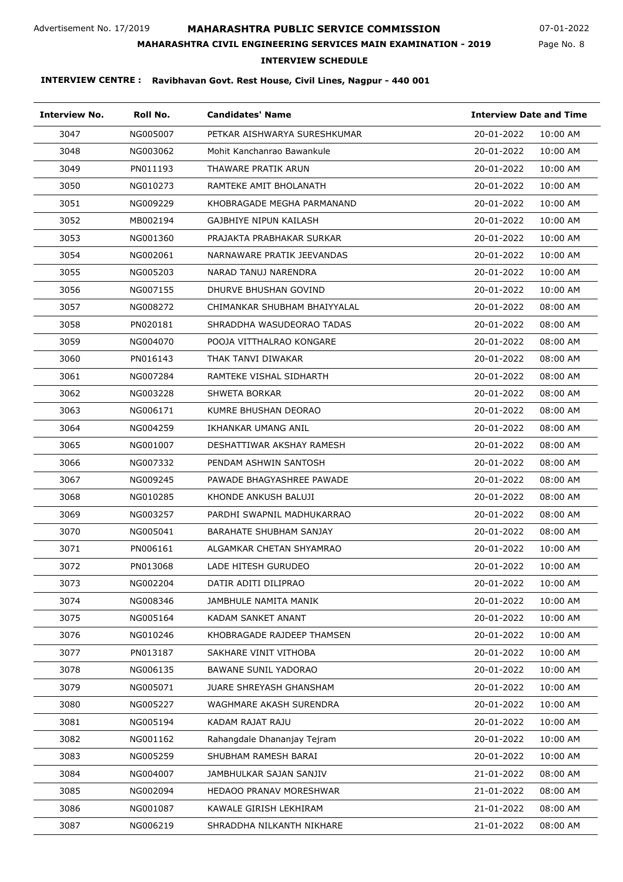Advertisement No. 17/2019

# MAHARASHTRA PUBLIC SERVICE COMMISSION

07-01-2022

## MAHARASHTRA CIVIL ENGINEERING SERVICES MAIN EXAMINATION - 2019

### INTERVIEW SCHEDULE

**INTERVIEW CENTRE : Ravibhavan Govt. Rest House, Civil Lines, Nagpur - 440 001**

| Interview No. | Roll No. | Candidates' Name | Interview Date and Time | |
|---|---|---|---|---|
| 3047 | NG005007 | PETKAR AISHWARYA SURESHKUMAR | 20-01-2022 | 10:00 AM |
| 3048 | NG003062 | Mohit Kanchanrao Bawankule | 20-01-2022 | 10:00 AM |
| 3049 | PN011193 | THAWARE PRATIK ARUN | 20-01-2022 | 10:00 AM |
| 3050 | NG010273 | RAMTEKE AMIT BHOLANATH | 20-01-2022 | 10:00 AM |
| 3051 | NG009229 | KHOBRAGADE MEGHA PARMANAND | 20-01-2022 | 10:00 AM |
| 3052 | MB002194 | GAJBHIYE NIPUN KAILASH | 20-01-2022 | 10:00 AM |
| 3053 | NG001360 | PRAJAKTA PRABHAKAR SURKAR | 20-01-2022 | 10:00 AM |
| 3054 | NG002061 | NARNAWARE PRATIK JEEVANDAS | 20-01-2022 | 10:00 AM |
| 3055 | NG005203 | NARAD TANUJ NARENDRA | 20-01-2022 | 10:00 AM |
| 3056 | NG007155 | DHURVE BHUSHAN GOVIND | 20-01-2022 | 10:00 AM |
| 3057 | NG008272 | CHIMANKAR SHUBHAM BHAIYYALAL | 20-01-2022 | 08:00 AM |
| 3058 | PN020181 | SHRADDHA WASUDEORAO TADAS | 20-01-2022 | 08:00 AM |
| 3059 | NG004070 | POOJA VITTHALRAO KONGARE | 20-01-2022 | 08:00 AM |
| 3060 | PN016143 | THAK TANVI DIWAKAR | 20-01-2022 | 08:00 AM |
| 3061 | NG007284 | RAMTEKE VISHAL SIDHARTH | 20-01-2022 | 08:00 AM |
| 3062 | NG003228 | SHWETA BORKAR | 20-01-2022 | 08:00 AM |
| 3063 | NG006171 | KUMRE BHUSHAN DEORAO | 20-01-2022 | 08:00 AM |
| 3064 | NG004259 | IKHANKAR UMANG ANIL | 20-01-2022 | 08:00 AM |
| 3065 | NG001007 | DESHATTIWAR AKSHAY RAMESH | 20-01-2022 | 08:00 AM |
| 3066 | NG007332 | PENDAM ASHWIN SANTOSH | 20-01-2022 | 08:00 AM |
| 3067 | NG009245 | PAWADE BHAGYASHREE PAWADE | 20-01-2022 | 08:00 AM |
| 3068 | NG010285 | KHONDE ANKUSH BALUJI | 20-01-2022 | 08:00 AM |
| 3069 | NG003257 | PARDHI SWAPNIL MADHUKARRAO | 20-01-2022 | 08:00 AM |
| 3070 | NG005041 | BARAHATE SHUBHAM SANJAY | 20-01-2022 | 08:00 AM |
| 3071 | PN006161 | ALGAMKAR CHETAN SHYAMRAO | 20-01-2022 | 10:00 AM |
| 3072 | PN013068 | LADE HITESH GURUDEO | 20-01-2022 | 10:00 AM |
| 3073 | NG002204 | DATIR ADITI DILIPRAO | 20-01-2022 | 10:00 AM |
| 3074 | NG008346 | JAMBHULE NAMITA MANIK | 20-01-2022 | 10:00 AM |
| 3075 | NG005164 | KADAM SANKET ANANT | 20-01-2022 | 10:00 AM |
| 3076 | NG010246 | KHOBRAGADE RAJDEEP THAMSEN | 20-01-2022 | 10:00 AM |
| 3077 | PN013187 | SAKHARE VINIT VITHOBA | 20-01-2022 | 10:00 AM |
| 3078 | NG006135 | BAWANE SUNIL YADORAO | 20-01-2022 | 10:00 AM |
| 3079 | NG005071 | JUARE SHREYASH GHANSHAM | 20-01-2022 | 10:00 AM |
| 3080 | NG005227 | WAGHMARE AKASH SURENDRA | 20-01-2022 | 10:00 AM |
| 3081 | NG005194 | KADAM RAJAT RAJU | 20-01-2022 | 10:00 AM |
| 3082 | NG001162 | Rahangdale Dhananjay Tejram | 20-01-2022 | 10:00 AM |
| 3083 | NG005259 | SHUBHAM RAMESH BARAI | 20-01-2022 | 10:00 AM |
| 3084 | NG004007 | JAMBHULKAR SAJAN SANJIV | 21-01-2022 | 08:00 AM |
| 3085 | NG002094 | HEDAOO PRANAV MORESHWAR | 21-01-2022 | 08:00 AM |
| 3086 | NG001087 | KAWALE GIRISH LEKHIRAM | 21-01-2022 | 08:00 AM |
| 3087 | NG006219 | SHRADDHA NILKANTH NIKHARE | 21-01-2022 | 08:00 AM |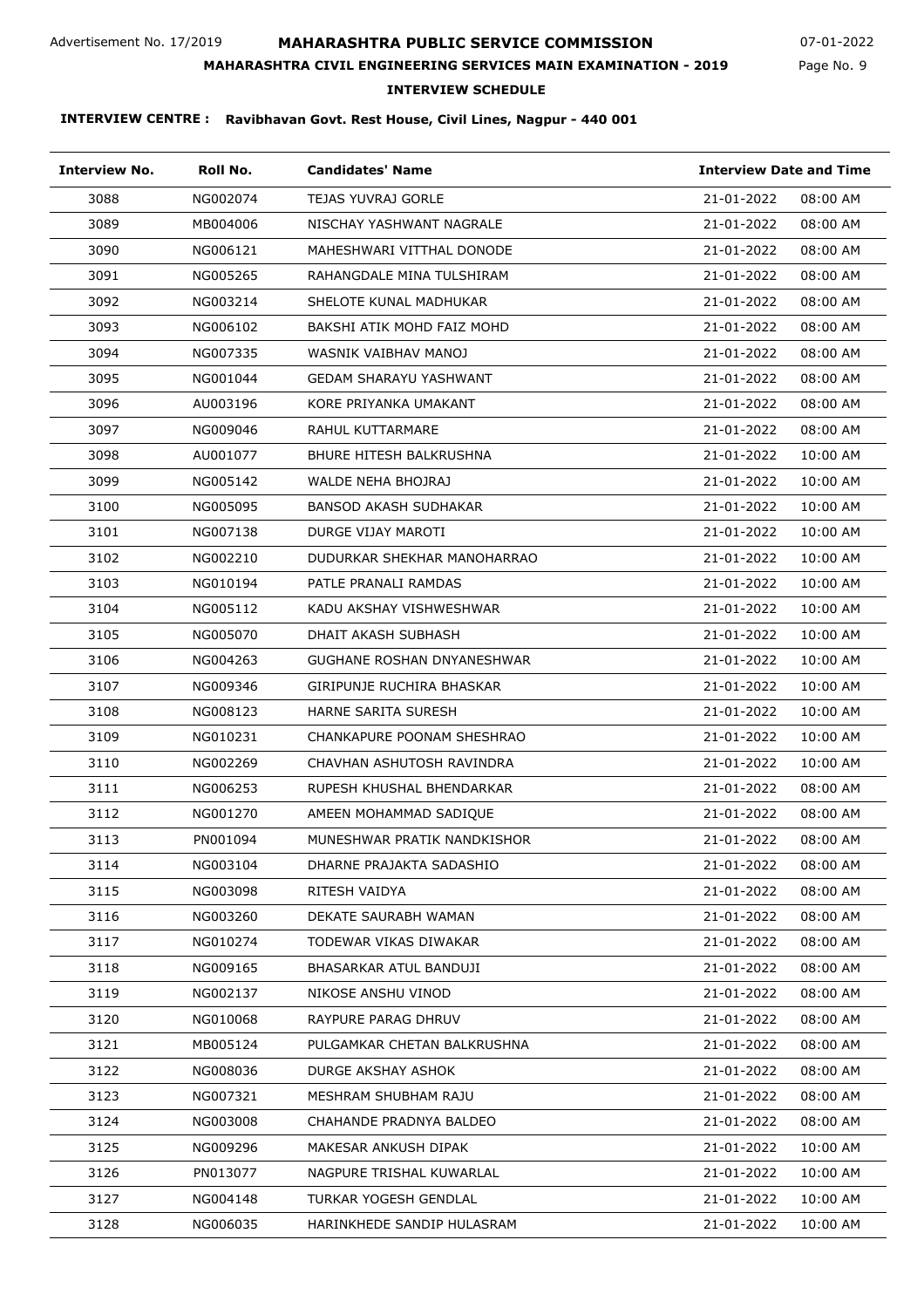Advertisement No. 17/2019

# MAHARASHTRA PUBLIC SERVICE COMMISSION

07-01-2022

## MAHARASHTRA CIVIL ENGINEERING SERVICES MAIN EXAMINATION - 2019

### INTERVIEW SCHEDULE

**INTERVIEW CENTRE : Ravibhavan Govt. Rest House, Civil Lines, Nagpur - 440 001**

| Interview No. | Roll No. | Candidates' Name | Interview Date and Time | |
|---|---|---|---|---|
| 3088 | NG002074 | TEJAS YUVRAJ GORLE | 21-01-2022 | 08:00 AM |
| 3089 | MB004006 | NISCHAY YASHWANT NAGRALE | 21-01-2022 | 08:00 AM |
| 3090 | NG006121 | MAHESHWARI VITTHAL DONODE | 21-01-2022 | 08:00 AM |
| 3091 | NG005265 | RAHANGDALE MINA TULSHIRAM | 21-01-2022 | 08:00 AM |
| 3092 | NG003214 | SHELOTE KUNAL MADHUKAR | 21-01-2022 | 08:00 AM |
| 3093 | NG006102 | BAKSHI ATIK MOHD FAIZ MOHD | 21-01-2022 | 08:00 AM |
| 3094 | NG007335 | WASNIK VAIBHAV MANOJ | 21-01-2022 | 08:00 AM |
| 3095 | NG001044 | GEDAM SHARAYU YASHWANT | 21-01-2022 | 08:00 AM |
| 3096 | AU003196 | KORE PRIYANKA UMAKANT | 21-01-2022 | 08:00 AM |
| 3097 | NG009046 | RAHUL KUTTARMARE | 21-01-2022 | 08:00 AM |
| 3098 | AU001077 | BHURE HITESH BALKRUSHNA | 21-01-2022 | 10:00 AM |
| 3099 | NG005142 | WALDE NEHA BHOJRAJ | 21-01-2022 | 10:00 AM |
| 3100 | NG005095 | BANSOD AKASH SUDHAKAR | 21-01-2022 | 10:00 AM |
| 3101 | NG007138 | DURGE VIJAY MAROTI | 21-01-2022 | 10:00 AM |
| 3102 | NG002210 | DUDURKAR SHEKHAR MANOHARRAO | 21-01-2022 | 10:00 AM |
| 3103 | NG010194 | PATLE PRANALI RAMDAS | 21-01-2022 | 10:00 AM |
| 3104 | NG005112 | KADU AKSHAY VISHWESHWAR | 21-01-2022 | 10:00 AM |
| 3105 | NG005070 | DHAIT AKASH SUBHASH | 21-01-2022 | 10:00 AM |
| 3106 | NG004263 | GUGHANE ROSHAN DNYANESHWAR | 21-01-2022 | 10:00 AM |
| 3107 | NG009346 | GIRIPUNJE RUCHIRA BHASKAR | 21-01-2022 | 10:00 AM |
| 3108 | NG008123 | HARNE SARITA SURESH | 21-01-2022 | 10:00 AM |
| 3109 | NG010231 | CHANKAPURE POONAM SHESHRAO | 21-01-2022 | 10:00 AM |
| 3110 | NG002269 | CHAVHAN ASHUTOSH RAVINDRA | 21-01-2022 | 10:00 AM |
| 3111 | NG006253 | RUPESH KHUSHAL BHENDARKAR | 21-01-2022 | 08:00 AM |
| 3112 | NG001270 | AMEEN MOHAMMAD SADIQUE | 21-01-2022 | 08:00 AM |
| 3113 | PN001094 | MUNESHWAR PRATIK NANDKISHOR | 21-01-2022 | 08:00 AM |
| 3114 | NG003104 | DHARNE PRAJAKTA SADASHIO | 21-01-2022 | 08:00 AM |
| 3115 | NG003098 | RITESH VAIDYA | 21-01-2022 | 08:00 AM |
| 3116 | NG003260 | DEKATE SAURABH WAMAN | 21-01-2022 | 08:00 AM |
| 3117 | NG010274 | TODEWAR VIKAS DIWAKAR | 21-01-2022 | 08:00 AM |
| 3118 | NG009165 | BHASARKAR ATUL BANDUJI | 21-01-2022 | 08:00 AM |
| 3119 | NG002137 | NIKOSE ANSHU VINOD | 21-01-2022 | 08:00 AM |
| 3120 | NG010068 | RAYPURE PARAG DHRUV | 21-01-2022 | 08:00 AM |
| 3121 | MB005124 | PULGAMKAR CHETAN BALKRUSHNA | 21-01-2022 | 08:00 AM |
| 3122 | NG008036 | DURGE AKSHAY ASHOK | 21-01-2022 | 08:00 AM |
| 3123 | NG007321 | MESHRAM SHUBHAM RAJU | 21-01-2022 | 08:00 AM |
| 3124 | NG003008 | CHAHANDE PRADNYA BALDEO | 21-01-2022 | 08:00 AM |
| 3125 | NG009296 | MAKESAR ANKUSH DIPAK | 21-01-2022 | 10:00 AM |
| 3126 | PN013077 | NAGPURE TRISHAL KUWARLAL | 21-01-2022 | 10:00 AM |
| 3127 | NG004148 | TURKAR YOGESH GENDLAL | 21-01-2022 | 10:00 AM |
| 3128 | NG006035 | HARINKHEDE SANDIP HULASRAM | 21-01-2022 | 10:00 AM |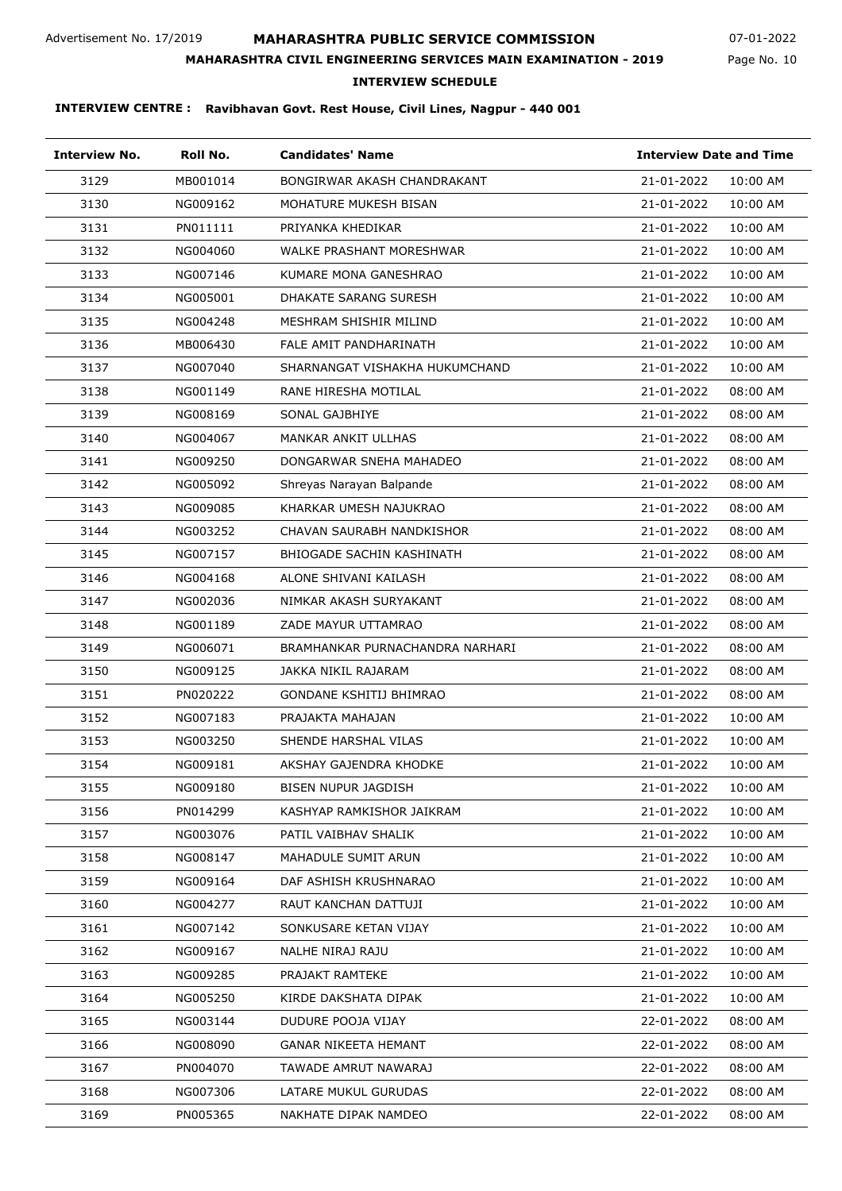Advertisement No. 17/2019

# MAHARASHTRA PUBLIC SERVICE COMMISSION

07-01-2022

## MAHARASHTRA CIVIL ENGINEERING SERVICES MAIN EXAMINATION - 2019

### INTERVIEW SCHEDULE

**INTERVIEW CENTRE : Ravibhavan Govt. Rest House, Civil Lines, Nagpur - 440 001**

| Interview No. | Roll No. | Candidates' Name | Interview Date and Time | |
|---|---|---|---|---|
| 3129 | MB001014 | BONGIRWAR AKASH CHANDRAKANT | 21-01-2022 | 10:00 AM |
| 3130 | NG009162 | MOHATURE MUKESH BISAN | 21-01-2022 | 10:00 AM |
| 3131 | PN011111 | PRIYANKA KHEDIKAR | 21-01-2022 | 10:00 AM |
| 3132 | NG004060 | WALKE PRASHANT MORESHWAR | 21-01-2022 | 10:00 AM |
| 3133 | NG007146 | KUMARE MONA GANESHRAO | 21-01-2022 | 10:00 AM |
| 3134 | NG005001 | DHAKATE SARANG SURESH | 21-01-2022 | 10:00 AM |
| 3135 | NG004248 | MESHRAM SHISHIR MILIND | 21-01-2022 | 10:00 AM |
| 3136 | MB006430 | FALE AMIT PANDHARINATH | 21-01-2022 | 10:00 AM |
| 3137 | NG007040 | SHARNANGAT VISHAKHA HUKUMCHAND | 21-01-2022 | 10:00 AM |
| 3138 | NG001149 | RANE HIRESHA MOTILAL | 21-01-2022 | 08:00 AM |
| 3139 | NG008169 | SONAL GAJBHIYE | 21-01-2022 | 08:00 AM |
| 3140 | NG004067 | MANKAR ANKIT ULLHAS | 21-01-2022 | 08:00 AM |
| 3141 | NG009250 | DONGARWAR SNEHA MAHADEO | 21-01-2022 | 08:00 AM |
| 3142 | NG005092 | Shreyas Narayan Balpande | 21-01-2022 | 08:00 AM |
| 3143 | NG009085 | KHARKAR UMESH NAJUKRAO | 21-01-2022 | 08:00 AM |
| 3144 | NG003252 | CHAVAN SAURABH NANDKISHOR | 21-01-2022 | 08:00 AM |
| 3145 | NG007157 | BHIOGADE SACHIN KASHINATH | 21-01-2022 | 08:00 AM |
| 3146 | NG004168 | ALONE SHIVANI KAILASH | 21-01-2022 | 08:00 AM |
| 3147 | NG002036 | NIMKAR AKASH SURYAKANT | 21-01-2022 | 08:00 AM |
| 3148 | NG001189 | ZADE MAYUR UTTAMRAO | 21-01-2022 | 08:00 AM |
| 3149 | NG006071 | BRAMHANKAR PURNACHANDRA NARHARI | 21-01-2022 | 08:00 AM |
| 3150 | NG009125 | JAKKA NIKIL RAJARAM | 21-01-2022 | 08:00 AM |
| 3151 | PN020222 | GONDANE KSHITIJ BHIMRAO | 21-01-2022 | 08:00 AM |
| 3152 | NG007183 | PRAJAKTA MAHAJAN | 21-01-2022 | 10:00 AM |
| 3153 | NG003250 | SHENDE HARSHAL VILAS | 21-01-2022 | 10:00 AM |
| 3154 | NG009181 | AKSHAY GAJENDRA KHODKE | 21-01-2022 | 10:00 AM |
| 3155 | NG009180 | BISEN NUPUR JAGDISH | 21-01-2022 | 10:00 AM |
| 3156 | PN014299 | KASHYAP RAMKISHOR JAIKRAM | 21-01-2022 | 10:00 AM |
| 3157 | NG003076 | PATIL VAIBHAV SHALIK | 21-01-2022 | 10:00 AM |
| 3158 | NG008147 | MAHADULE SUMIT ARUN | 21-01-2022 | 10:00 AM |
| 3159 | NG009164 | DAF ASHISH KRUSHNARAO | 21-01-2022 | 10:00 AM |
| 3160 | NG004277 | RAUT KANCHAN DATTUJI | 21-01-2022 | 10:00 AM |
| 3161 | NG007142 | SONKUSARE KETAN VIJAY | 21-01-2022 | 10:00 AM |
| 3162 | NG009167 | NALHE NIRAJ RAJU | 21-01-2022 | 10:00 AM |
| 3163 | NG009285 | PRAJAKT RAMTEKE | 21-01-2022 | 10:00 AM |
| 3164 | NG005250 | KIRDE DAKSHATA DIPAK | 21-01-2022 | 10:00 AM |
| 3165 | NG003144 | DUDURE POOJA VIJAY | 22-01-2022 | 08:00 AM |
| 3166 | NG008090 | GANAR NIKEETA HEMANT | 22-01-2022 | 08:00 AM |
| 3167 | PN004070 | TAWADE AMRUT NAWARAJ | 22-01-2022 | 08:00 AM |
| 3168 | NG007306 | LATARE MUKUL GURUDAS | 22-01-2022 | 08:00 AM |
| 3169 | PN005365 | NAKHATE DIPAK NAMDEO | 22-01-2022 | 08:00 AM |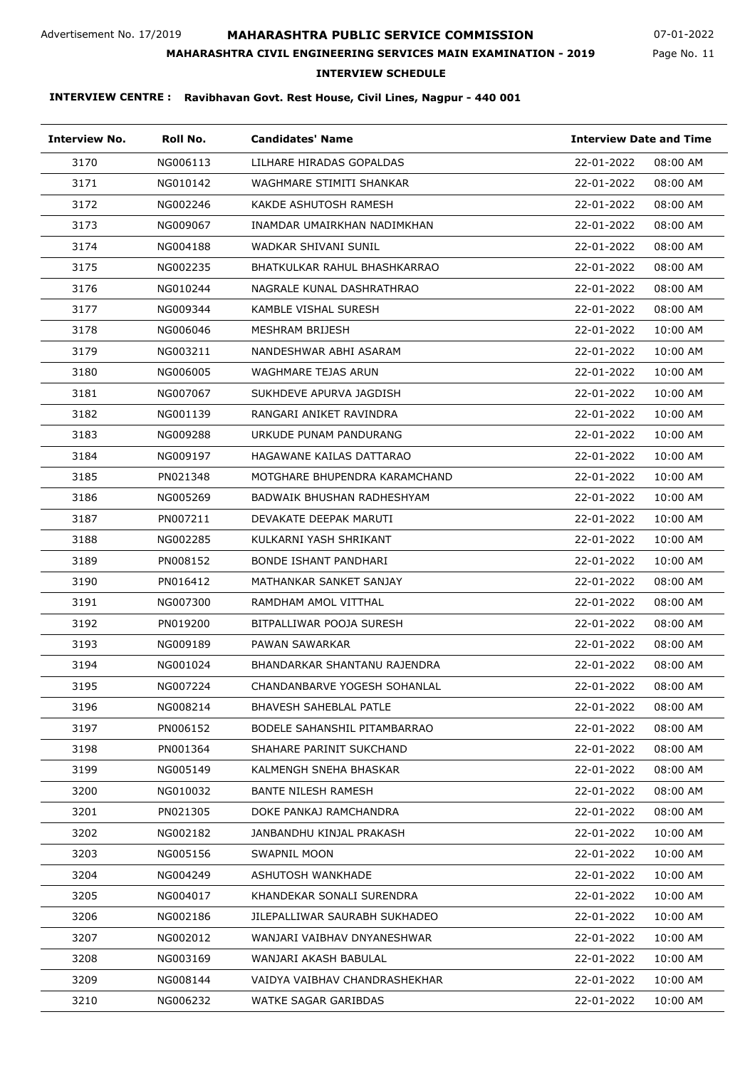Advertisement No. 17/2019

# MAHARASHTRA PUBLIC SERVICE COMMISSION

07-01-2022

**MAHARASHTRA CIVIL ENGINEERING SERVICES MAIN EXAMINATION - 2019**

**INTERVIEW SCHEDULE**

**INTERVIEW CENTRE : Ravibhavan Govt. Rest House, Civil Lines, Nagpur - 440 001**

| Interview No. | Roll No. | Candidates' Name | Interview Date and Time | |
|---|---|---|---|---|
| 3170 | NG006113 | LILHARE HIRADAS GOPALDAS | 22-01-2022 | 08:00 AM |
| 3171 | NG010142 | WAGHMARE STIMITI SHANKAR | 22-01-2022 | 08:00 AM |
| 3172 | NG002246 | KAKDE ASHUTOSH RAMESH | 22-01-2022 | 08:00 AM |
| 3173 | NG009067 | INAMDAR UMAIRKHAN NADIMKHAN | 22-01-2022 | 08:00 AM |
| 3174 | NG004188 | WADKAR SHIVANI SUNIL | 22-01-2022 | 08:00 AM |
| 3175 | NG002235 | BHATKULKAR RAHUL BHASHKARRAO | 22-01-2022 | 08:00 AM |
| 3176 | NG010244 | NAGRALE KUNAL DASHRATHRAO | 22-01-2022 | 08:00 AM |
| 3177 | NG009344 | KAMBLE VISHAL SURESH | 22-01-2022 | 08:00 AM |
| 3178 | NG006046 | MESHRAM BRIJESH | 22-01-2022 | 10:00 AM |
| 3179 | NG003211 | NANDESHWAR ABHI ASARAM | 22-01-2022 | 10:00 AM |
| 3180 | NG006005 | WAGHMARE TEJAS ARUN | 22-01-2022 | 10:00 AM |
| 3181 | NG007067 | SUKHDEVE APURVA JAGDISH | 22-01-2022 | 10:00 AM |
| 3182 | NG001139 | RANGARI ANIKET RAVINDRA | 22-01-2022 | 10:00 AM |
| 3183 | NG009288 | URKUDE PUNAM PANDURANG | 22-01-2022 | 10:00 AM |
| 3184 | NG009197 | HAGAWANE KAILAS DATTARAO | 22-01-2022 | 10:00 AM |
| 3185 | PN021348 | MOTGHARE BHUPENDRA KARAMCHAND | 22-01-2022 | 10:00 AM |
| 3186 | NG005269 | BADWAIK BHUSHAN RADHESHYAM | 22-01-2022 | 10:00 AM |
| 3187 | PN007211 | DEVAKATE DEEPAK MARUTI | 22-01-2022 | 10:00 AM |
| 3188 | NG002285 | KULKARNI YASH SHRIKANT | 22-01-2022 | 10:00 AM |
| 3189 | PN008152 | BONDE ISHANT PANDHARI | 22-01-2022 | 10:00 AM |
| 3190 | PN016412 | MATHANKAR SANKET SANJAY | 22-01-2022 | 08:00 AM |
| 3191 | NG007300 | RAMDHAM AMOL VITTHAL | 22-01-2022 | 08:00 AM |
| 3192 | PN019200 | BITPALLIWAR POOJA SURESH | 22-01-2022 | 08:00 AM |
| 3193 | NG009189 | PAWAN SAWARKAR | 22-01-2022 | 08:00 AM |
| 3194 | NG001024 | BHANDARKAR SHANTANU RAJENDRA | 22-01-2022 | 08:00 AM |
| 3195 | NG007224 | CHANDANBARVE YOGESH SOHANLAL | 22-01-2022 | 08:00 AM |
| 3196 | NG008214 | BHAVESH SAHEBLAL PATLE | 22-01-2022 | 08:00 AM |
| 3197 | PN006152 | BODELE SAHANSHIL PITAMBARRAO | 22-01-2022 | 08:00 AM |
| 3198 | PN001364 | SHAHARE PARINIT SUKCHAND | 22-01-2022 | 08:00 AM |
| 3199 | NG005149 | KALMENGH SNEHA BHASKAR | 22-01-2022 | 08:00 AM |
| 3200 | NG010032 | BANTE NILESH RAMESH | 22-01-2022 | 08:00 AM |
| 3201 | PN021305 | DOKE PANKAJ RAMCHANDRA | 22-01-2022 | 08:00 AM |
| 3202 | NG002182 | JANBANDHU KINJAL PRAKASH | 22-01-2022 | 10:00 AM |
| 3203 | NG005156 | SWAPNIL MOON | 22-01-2022 | 10:00 AM |
| 3204 | NG004249 | ASHUTOSH WANKHADE | 22-01-2022 | 10:00 AM |
| 3205 | NG004017 | KHANDEKAR SONALI SURENDRA | 22-01-2022 | 10:00 AM |
| 3206 | NG002186 | JILEPALLIWAR SAURABH SUKHADEO | 22-01-2022 | 10:00 AM |
| 3207 | NG002012 | WANJARI VAIBHAV DNYANESHWAR | 22-01-2022 | 10:00 AM |
| 3208 | NG003169 | WANJARI AKASH BABULAL | 22-01-2022 | 10:00 AM |
| 3209 | NG008144 | VAIDYA VAIBHAV CHANDRASHEKHAR | 22-01-2022 | 10:00 AM |
| 3210 | NG006232 | WATKE SAGAR GARIBDAS | 22-01-2022 | 10:00 AM |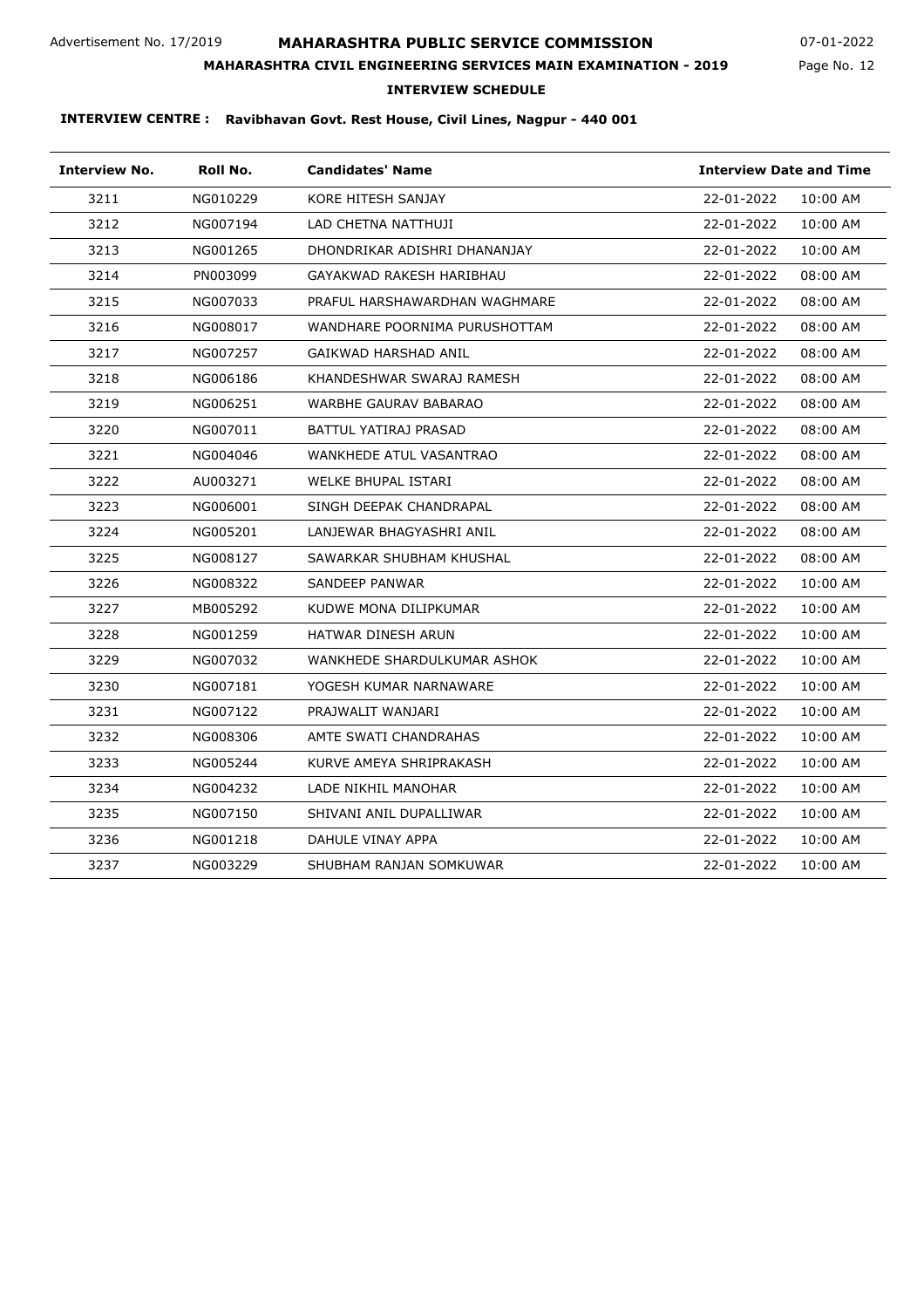Advertisement No. 17/2019

# MAHARASHTRA PUBLIC SERVICE COMMISSION

07-01-2022

## MAHARASHTRA CIVIL ENGINEERING SERVICES MAIN EXAMINATION - 2019

### INTERVIEW SCHEDULE

**INTERVIEW CENTRE : Ravibhavan Govt. Rest House, Civil Lines, Nagpur - 440 001**

| Interview No. | Roll No. | Candidates' Name | Interview Date and Time | |
|---|---|---|---|---|
| 3211 | NG010229 | KORE HITESH SANJAY | 22-01-2022 | 10:00 AM |
| 3212 | NG007194 | LAD CHETNA NATTHUJI | 22-01-2022 | 10:00 AM |
| 3213 | NG001265 | DHONDRIKAR ADISHRI DHANANJAY | 22-01-2022 | 10:00 AM |
| 3214 | PN003099 | GAYAKWAD RAKESH HARIBHAU | 22-01-2022 | 08:00 AM |
| 3215 | NG007033 | PRAFUL HARSHAWARDHAN WAGHMARE | 22-01-2022 | 08:00 AM |
| 3216 | NG008017 | WANDHARE POORNIMA PURUSHOTTAM | 22-01-2022 | 08:00 AM |
| 3217 | NG007257 | GAIKWAD HARSHAD ANIL | 22-01-2022 | 08:00 AM |
| 3218 | NG006186 | KHANDESHWAR SWARAJ RAMESH | 22-01-2022 | 08:00 AM |
| 3219 | NG006251 | WARBHE GAURAV BABARAO | 22-01-2022 | 08:00 AM |
| 3220 | NG007011 | BATTUL YATIRAJ PRASAD | 22-01-2022 | 08:00 AM |
| 3221 | NG004046 | WANKHEDE ATUL VASANTRAO | 22-01-2022 | 08:00 AM |
| 3222 | AU003271 | WELKE BHUPAL ISTARI | 22-01-2022 | 08:00 AM |
| 3223 | NG006001 | SINGH DEEPAK CHANDRAPAL | 22-01-2022 | 08:00 AM |
| 3224 | NG005201 | LANJEWAR BHAGYASHRI ANIL | 22-01-2022 | 08:00 AM |
| 3225 | NG008127 | SAWARKAR SHUBHAM KHUSHAL | 22-01-2022 | 08:00 AM |
| 3226 | NG008322 | SANDEEP PANWAR | 22-01-2022 | 10:00 AM |
| 3227 | MB005292 | KUDWE MONA DILIPKUMAR | 22-01-2022 | 10:00 AM |
| 3228 | NG001259 | HATWAR DINESH ARUN | 22-01-2022 | 10:00 AM |
| 3229 | NG007032 | WANKHEDE SHARDULKUMAR ASHOK | 22-01-2022 | 10:00 AM |
| 3230 | NG007181 | YOGESH KUMAR NARNAWARE | 22-01-2022 | 10:00 AM |
| 3231 | NG007122 | PRAJWALIT WANJARI | 22-01-2022 | 10:00 AM |
| 3232 | NG008306 | AMTE SWATI CHANDRAHAS | 22-01-2022 | 10:00 AM |
| 3233 | NG005244 | KURVE AMEYA SHRIPRAKASH | 22-01-2022 | 10:00 AM |
| 3234 | NG004232 | LADE NIKHIL MANOHAR | 22-01-2022 | 10:00 AM |
| 3235 | NG007150 | SHIVANI ANIL DUPALLIWAR | 22-01-2022 | 10:00 AM |
| 3236 | NG001218 | DAHULE VINAY APPA | 22-01-2022 | 10:00 AM |
| 3237 | NG003229 | SHUBHAM RANJAN SOMKUWAR | 22-01-2022 | 10:00 AM |